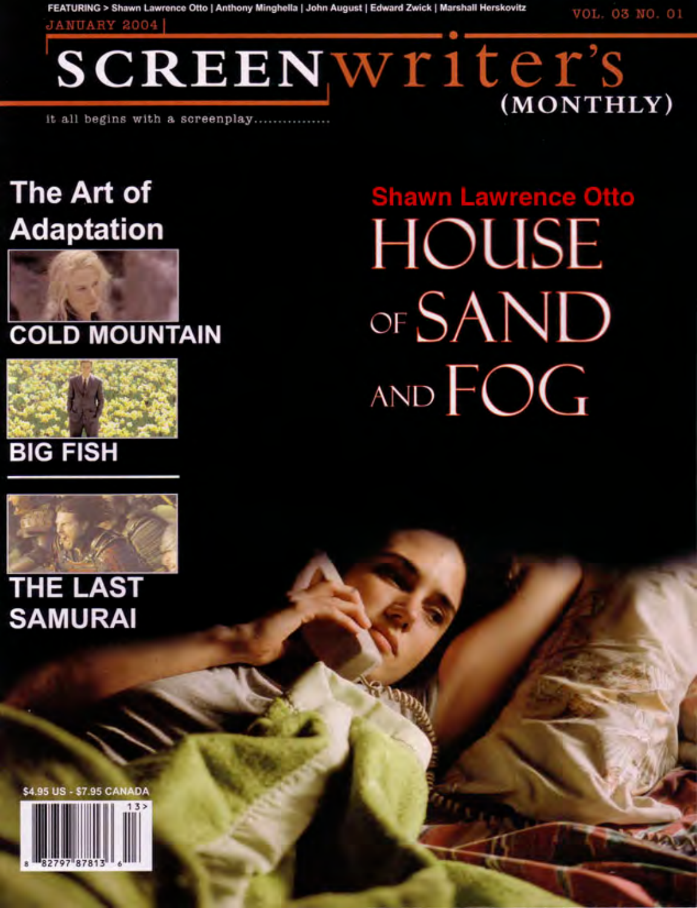FEATURING > Shawn Lawrence Otto | Anthony Minghella | John August | Edward Zwick | Marshall Herskovitz

JANUARY 2004

VOL. 03 NO. 01

# SCREENwriter's (MONTHLY)

it all begins with a screenplay................

## The Art of Adaptation

COLD MOUNTAIN

BIG FISH

THE LAST SAMURAI

Shawn Lawrence Otto

# HOUSE OF SAND AND FOG

$4.95 US - $7.95 CANADA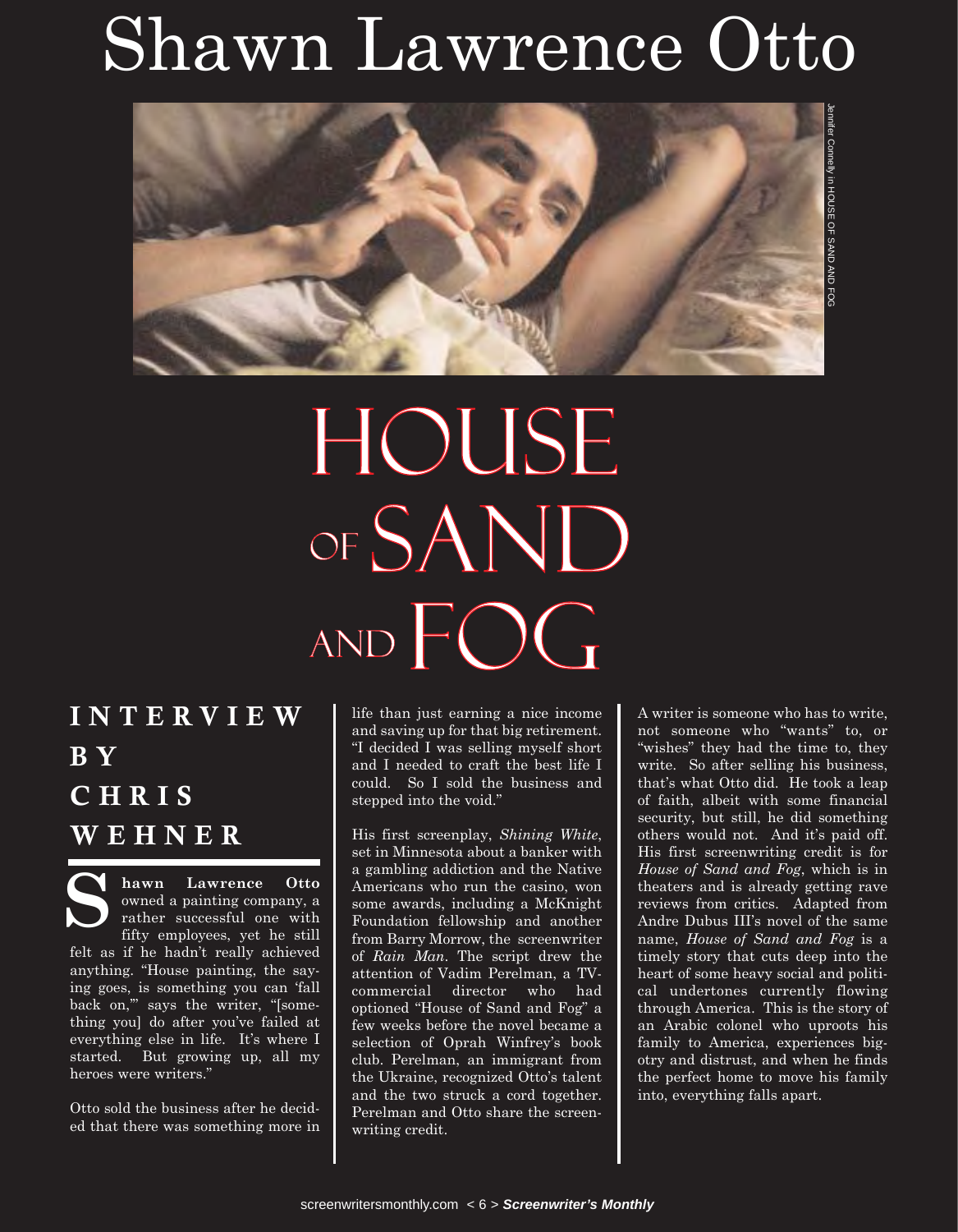# Shawn Lawrence Otto

Jennifer Connelly in HOUSE OF SAND AND FOG

# HOUSE of SAND and FOG

## INTERVIEW BY CHRIS WEHNER

**Shawn Lawrence Otto** owned a painting company, a rather successful one with fifty employees, yet he still felt as if he hadn't really achieved anything. "House painting, the saying goes, is something you can 'fall back on,'" says the writer, "[something you] do after you've failed at everything else in life. It's where I started. But growing up, all my heroes were writers."

Otto sold the business after he decided that there was something more in life than just earning a nice income and saving up for that big retirement. "I decided I was selling myself short and I needed to craft the best life I could. So I sold the business and stepped into the void."

His first screenplay, *Shining White*, set in Minnesota about a banker with a gambling addiction and the Native Americans who run the casino, won some awards, including a McKnight Foundation fellowship and another from Barry Morrow, the screenwriter of *Rain Man*. The script drew the attention of Vadim Perelman, a TV-commercial director who had optioned "House of Sand and Fog" a few weeks before the novel became a selection of Oprah Winfrey's book club. Perelman, an immigrant from the Ukraine, recognized Otto's talent and the two struck a cord together. Perelman and Otto share the screenwriting credit.

A writer is someone who has to write, not someone who "wants" to, or "wishes" they had the time to, they write. So after selling his business, that's what Otto did. He took a leap of faith, albeit with some financial security, but still, he did something others would not. And it's paid off. His first screenwriting credit is for *House of Sand and Fog*, which is in theaters and is already getting rave reviews from critics. Adapted from Andre Dubus III's novel of the same name, *House of Sand and Fog* is a timely story that cuts deep into the heart of some heavy social and political undertones currently flowing through America. This is the story of an Arabic colonel who uproots his family to America, experiences bigotry and distrust, and when he finds the perfect home to move his family into, everything falls apart.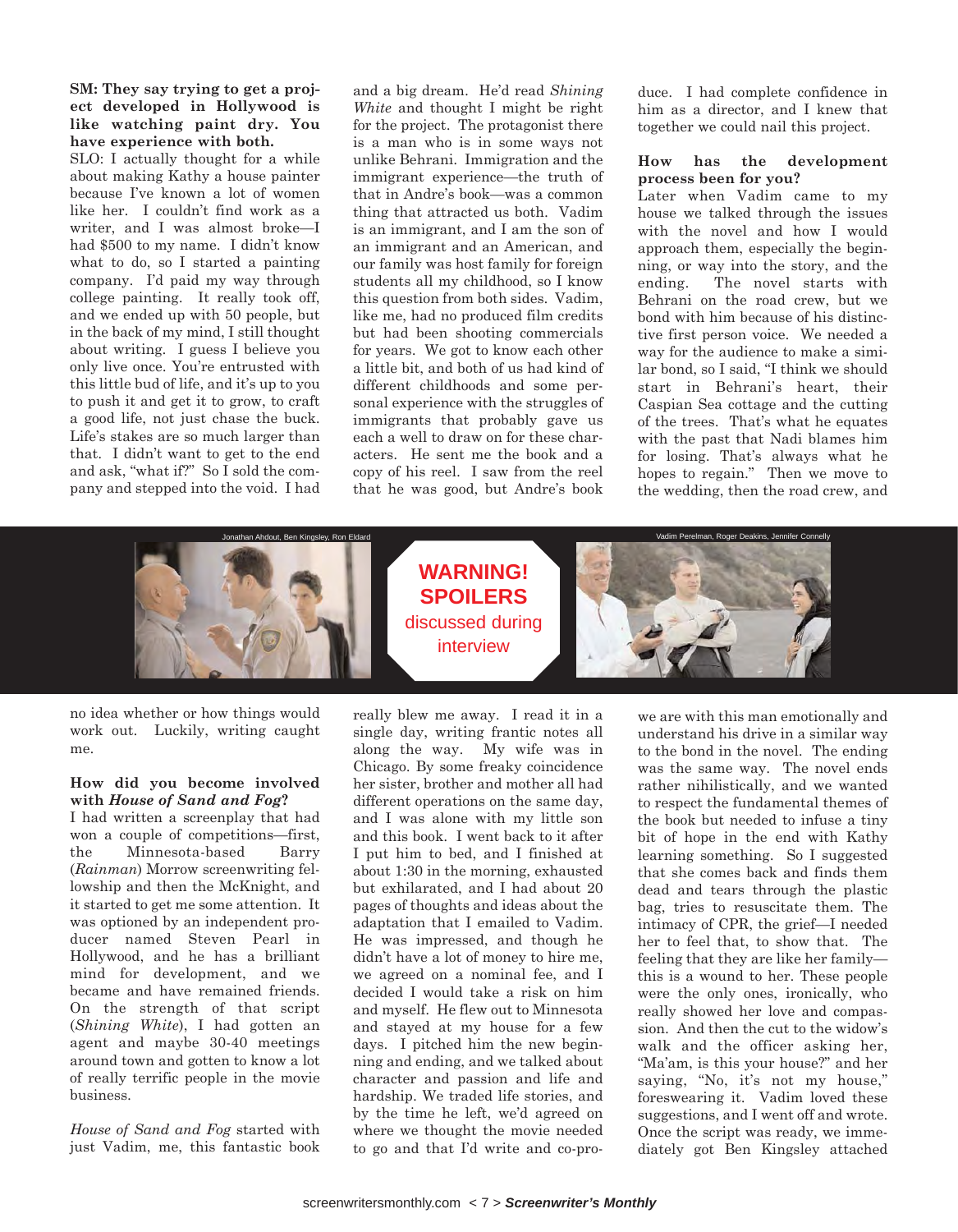**SM: They say trying to get a project developed in Hollywood is like watching paint dry. You have experience with both.**

SLO: I actually thought for a while about making Kathy a house painter because I've known a lot of women like her. I couldn't find work as a writer, and I was almost broke—I had $500 to my name. I didn't know what to do, so I started a painting company. I'd paid my way through college painting. It really took off, and we ended up with 50 people, but in the back of my mind, I still thought about writing. I guess I believe you only live once. You're entrusted with this little bud of life, and it's up to you to push it and get it to grow, to craft a good life, not just chase the buck. Life's stakes are so much larger than that. I didn't want to get to the end and ask, "what if?" So I sold the company and stepped into the void. I had no idea whether or how things would work out. Luckily, writing caught me.

**How did you become involved with *House of Sand and Fog*?**

I had written a screenplay that had won a couple of competitions—first, the Minnesota-based Barry (*Rainman*) Morrow screenwriting fellowship and then the McKnight, and it started to get me some attention. It was optioned by an independent producer named Steven Pearl in Hollywood, and he has a brilliant mind for development, and we became and have remained friends. On the strength of that script (*Shining White*), I had gotten an agent and maybe 30-40 meetings around town and gotten to know a lot of really terrific people in the movie business.

*House of Sand and Fog* started with just Vadim, me, this fantastic book and a big dream. He'd read *Shining White* and thought I might be right for the project. The protagonist there is a man who is in some ways not unlike Behrani. Immigration and the immigrant experience—the truth of that in Andre's book—was a common thing that attracted us both. Vadim is an immigrant, and I am the son of an immigrant and an American, and our family was host family for foreign students all my childhood, so I know this question from both sides. Vadim, like me, had no produced film credits but had been shooting commercials for years. We got to know each other a little bit, and both of us had kind of different childhoods and some personal experience with the struggles of immigrants that probably gave us each a well to draw on for these characters. He sent me the book and a copy of his reel. I saw from the reel that he was good, but Andre's book really blew me away. I read it in a single day, writing frantic notes all along the way. My wife was in Chicago. By some freaky coincidence her sister, brother and mother all had different operations on the same day, and I was alone with my little son and this book. I went back to it after I put him to bed, and I finished at about 1:30 in the morning, exhausted but exhilarated, and I had about 20 pages of thoughts and ideas about the adaptation that I emailed to Vadim. He was impressed, and though he didn't have a lot of money to hire me, we agreed on a nominal fee, and I decided I would take a risk on him and myself. He flew out to Minnesota and stayed at my house for a few days. I pitched him the new beginning and ending, and we talked about character and passion and life and hardship. We traded life stories, and by the time he left, we'd agreed on where we thought the movie needed to go and that I'd write and co-produce. I had complete confidence in him as a director, and I knew that together we could nail this project.

Jonathan Ahdout, Ben Kingsley, Ron Eldard

**WARNING! SPOILERS** discussed during interview

Vadim Perelman, Roger Deakins, Jennifer Connelly

**How has the development process been for you?**

Later when Vadim came to my house we talked through the issues with the novel and how I would approach them, especially the beginning, or way into the story, and the ending. The novel starts with Behrani on the road crew, but we bond with him because of his distinctive first person voice. We needed a way for the audience to make a similar bond, so I said, "I think we should start in Behrani's heart, their Caspian Sea cottage and the cutting of the trees. That's what he equates with the past that Nadi blames him for losing. That's always what he hopes to regain." Then we move to the wedding, then the road crew, and we are with this man emotionally and understand his drive in a similar way to the bond in the novel. The ending was the same way. The novel ends rather nihilistically, and we wanted to respect the fundamental themes of the book but needed to infuse a tiny bit of hope in the end with Kathy learning something. So I suggested that she comes back and finds them dead and tears through the plastic bag, tries to resuscitate them. The intimacy of CPR, the grief—I needed her to feel that, to show that. The feeling that they are like her family—this is a wound to her. These people were the only ones, ironically, who really showed her love and compassion. And then the cut to the widow's walk and the officer asking her, "Ma'am, is this your house?" and her saying, "No, it's not my house," foreswearing it. Vadim loved these suggestions, and I went off and wrote. Once the script was ready, we immediately got Ben Kingsley attached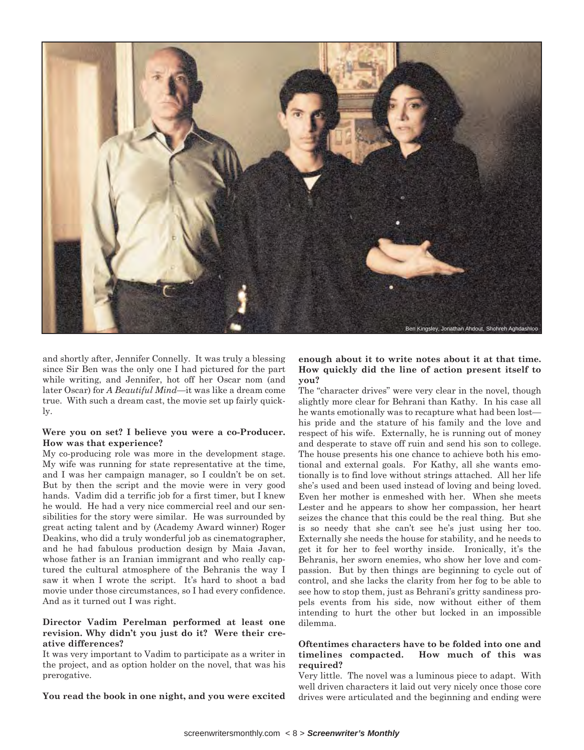Ben Kingsley, Jonathan Ahdout, Shohreh Aghdashloo

and shortly after, Jennifer Connelly. It was truly a blessing since Sir Ben was the only one I had pictured for the part while writing, and Jennifer, hot off her Oscar nom (and later Oscar) for *A Beautiful Mind*—it was like a dream come true. With such a dream cast, the movie set up fairly quickly.

**Were you on set? I believe you were a co-Producer. How was that experience?**

My co-producing role was more in the development stage. My wife was running for state representative at the time, and I was her campaign manager, so I couldn't be on set. But by then the script and the movie were in very good hands. Vadim did a terrific job for a first timer, but I knew he would. He had a very nice commercial reel and our sensibilities for the story were similar. He was surrounded by great acting talent and by (Academy Award winner) Roger Deakins, who did a truly wonderful job as cinematographer, and he had fabulous production design by Maia Javan, whose father is an Iranian immigrant and who really captured the cultural atmosphere of the Behranis the way I saw it when I wrote the script. It's hard to shoot a bad movie under those circumstances, so I had every confidence. And as it turned out I was right.

**Director Vadim Perelman performed at least one revision. Why didn't you just do it? Were their creative differences?**

It was very important to Vadim to participate as a writer in the project, and as option holder on the novel, that was his prerogative.

**You read the book in one night, and you were excited enough about it to write notes about it at that time. How quickly did the line of action present itself to you?**

The "character drives" were very clear in the novel, though slightly more clear for Behrani than Kathy. In his case all he wants emotionally was to recapture what had been lost—his pride and the stature of his family and the love and respect of his wife. Externally, he is running out of money and desperate to stave off ruin and send his son to college. The house presents his one chance to achieve both his emotional and external goals. For Kathy, all she wants emotionally is to find love without strings attached. All her life she's used and been used instead of loving and being loved. Even her mother is enmeshed with her. When she meets Lester and he appears to show her compassion, her heart seizes the chance that this could be the real thing. But she is so needy that she can't see he's just using her too. Externally she needs the house for stability, and he needs to get it for her to feel worthy inside. Ironically, it's the Behranis, her sworn enemies, who show her love and compassion. But by then things are beginning to cycle out of control, and she lacks the clarity from her fog to be able to see how to stop them, just as Behrani's gritty sandiness propels events from his side, now without either of them intending to hurt the other but locked in an impossible dilemma.

**Oftentimes characters have to be folded into one and timelines compacted. How much of this was required?**

Very little. The novel was a luminous piece to adapt. With well driven characters it laid out very nicely once those core drives were articulated and the beginning and ending were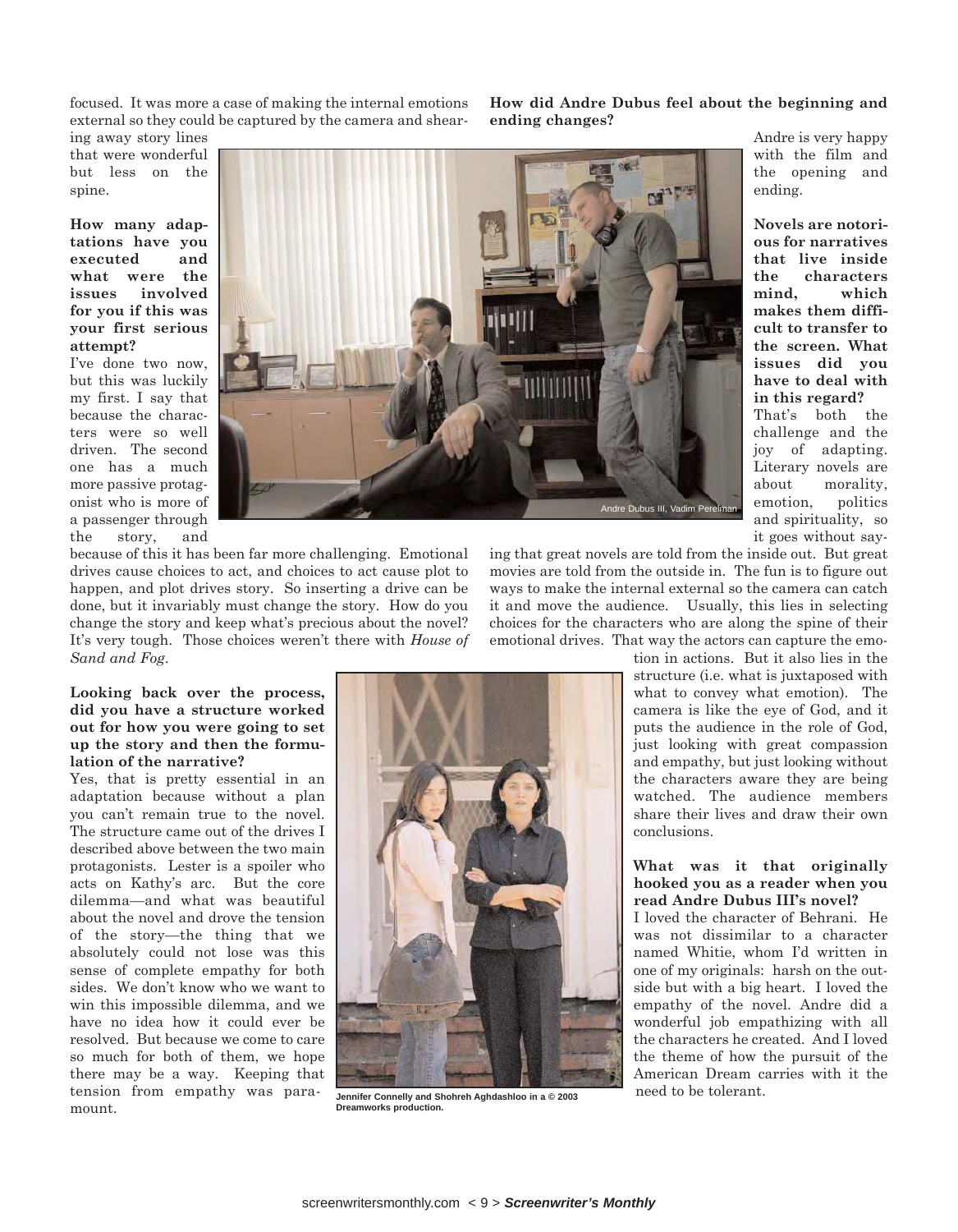focused. It was more a case of making the internal emotions external so they could be captured by the camera and shearing away story lines that were wonderful but less on the spine.

**How many adaptations have you executed and what were the issues involved for you if this was your first serious attempt?**

I've done two now, but this was luckily my first. I say that because the characters were so well driven. The second one has a much more passive protagonist who is more of a passenger through the story, and because of this it has been far more challenging. Emotional drives cause choices to act, and choices to act cause plot to happen, and plot drives story. So inserting a drive can be done, but it invariably must change the story. How do you change the story and keep what's precious about the novel? It's very tough. Those choices weren't there with *House of Sand and Fog.*

Andre Dubus III, Vadim Perelman

**Looking back over the process, did you have a structure worked out for how you were going to set up the story and then the formulation of the narrative?**

Yes, that is pretty essential in an adaptation because without a plan you can't remain true to the novel. The structure came out of the drives I described above between the two main protagonists. Lester is a spoiler who acts on Kathy's arc. But the core dilemma—and what was beautiful about the novel and drove the tension of the story—the thing that we absolutely could not lose was this sense of complete empathy for both sides. We don't know who we want to win this impossible dilemma, and we have no idea how it could ever be resolved. But because we come to care so much for both of them, we hope there may be a way. Keeping that tension from empathy was paramount.

Jennifer Connelly and Shohreh Aghdashloo in a © 2003 Dreamworks production.

**How did Andre Dubus feel about the beginning and ending changes?**

Andre is very happy with the film and the opening and ending.

**Novels are notorious for narratives that live inside the characters mind, which makes them difficult to transfer to the screen. What issues did you have to deal with in this regard?**

That's both the challenge and the joy of adapting. Literary novels are about morality, emotion, politics and spirituality, so it goes without saying that great novels are told from the inside out. But great movies are told from the outside in. The fun is to figure out ways to make the internal external so the camera can catch it and move the audience. Usually, this lies in selecting choices for the characters who are along the spine of their emotional drives. That way the actors can capture the emotion in actions. But it also lies in the structure (i.e. what is juxtaposed with what to convey what emotion). The camera is like the eye of God, and it puts the audience in the role of God, just looking with great compassion and empathy, but just looking without the characters aware they are being watched. The audience members share their lives and draw their own conclusions.

**What was it that originally hooked you as a reader when you read Andre Dubus III's novel?**

I loved the character of Behrani. He was not dissimilar to a character named Whitie, whom I'd written in one of my originals: harsh on the outside but with a big heart. I loved the empathy of the novel. Andre did a wonderful job empathizing with all the characters he created. And I loved the theme of how the pursuit of the American Dream carries with it the need to be tolerant.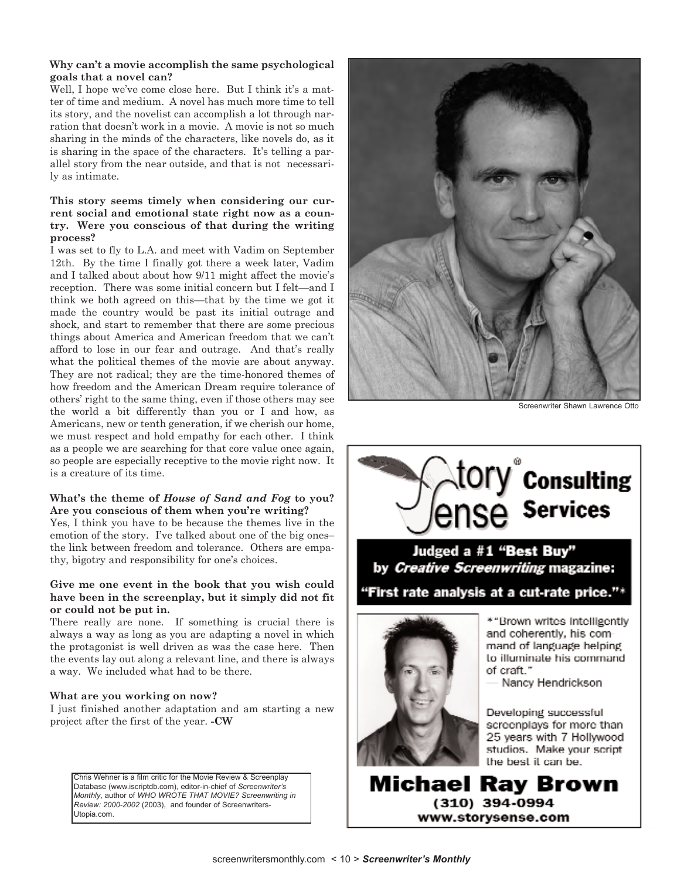**Why can't a movie accomplish the same psychological goals that a novel can?**

Well, I hope we've come close here. But I think it's a matter of time and medium. A novel has much more time to tell its story, and the novelist can accomplish a lot through narration that doesn't work in a movie. A movie is not so much sharing in the minds of the characters, like novels do, as it is sharing in the space of the characters. It's telling a parallel story from the near outside, and that is not necessarily as intimate.

**This story seems timely when considering our current social and emotional state right now as a country. Were you conscious of that during the writing process?**

I was set to fly to L.A. and meet with Vadim on September 12th. By the time I finally got there a week later, Vadim and I talked about about how 9/11 might affect the movie's reception. There was some initial concern but I felt—and I think we both agreed on this—that by the time we got it made the country would be past its initial outrage and shock, and start to remember that there are some precious things about America and American freedom that we can't afford to lose in our fear and outrage. And that's really what the political themes of the movie are about anyway. They are not radical; they are the time-honored themes of how freedom and the American Dream require tolerance of others' right to the same thing, even if those others may see the world a bit differently than you or I and how, as Americans, new or tenth generation, if we cherish our home, we must respect and hold empathy for each other. I think as a people we are searching for that core value once again, so people are especially receptive to the movie right now. It is a creature of its time.

**What's the theme of *House of Sand and Fog* to you? Are you conscious of them when you're writing?**

Yes, I think you have to be because the themes live in the emotion of the story. I've talked about one of the big ones– the link between freedom and tolerance. Others are empathy, bigotry and responsibility for one's choices.

**Give me one event in the book that you wish could have been in the screenplay, but it simply did not fit or could not be put in.**

There really are none. If something is crucial there is always a way as long as you are adapting a novel in which the protagonist is well driven as was the case here. Then the events lay out along a relevant line, and there is always a way. We included what had to be there.

**What are you working on now?**

I just finished another adaptation and am starting a new project after the first of the year. **-CW**

Chris Wehner is a film critic for the Movie Review & Screenplay Database (www.iscriptdb.com), editor-in-chief of *Screenwriter's Monthly*, author of *WHO WROTE THAT MOVIE? Screenwriting in Review: 2000-2002* (2003), and founder of Screenwriters-Utopia.com.

Screenwriter Shawn Lawrence Otto

Story Sense® Consulting Services

Judged a #1 "Best Buy" by *Creative Screenwriting* magazine:

"First rate analysis at a cut-rate price."*

*"Brown writes intelligently and coherently, his command of language helping to illuminate his command of craft."
— Nancy Hendrickson

Developing successful screenplays for more than 25 years with 7 Hollywood studios. Make your script the best it can be.

**Michael Ray Brown**
(310) 394-0994
www.storysense.com